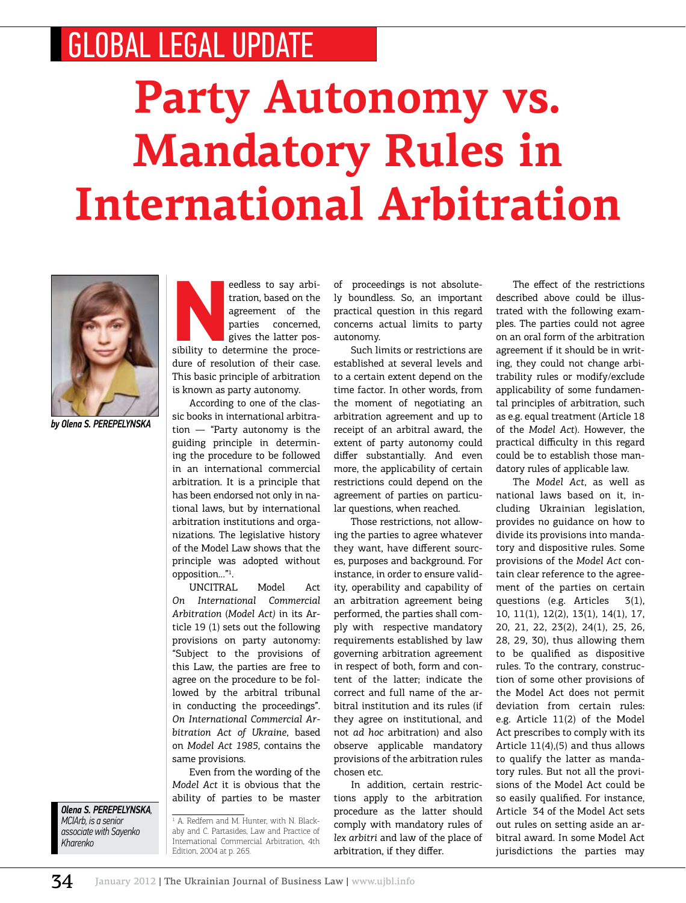GLOBAL LEGAL UPDATE

# Party Autonomy vs. Mandatory Rules in International Arbitration

*by Olena S. PEREPELYNSKA*

*Olena S. PEREPELYNSKA, MCIArb, is a senior associate with Sayenko Kharenko*

Needless to say arbitration, based on the agreement of the parties concerned, gives the latter possibility to determine the procedure of resolution of their case. This basic principle of arbitration is known as party autonomy.

According to one of the classic books in international arbitration — "Party autonomy is the guiding principle in determining the procedure to be followed in an international commercial arbitration. It is a principle that has been endorsed not only in national laws, but by international arbitration institutions and organizations. The legislative history of the Model Law shows that the principle was adopted without opposition..."[1].

UNCITRAL Model Act *On International Commercial Arbitration* (*Model Act*) in its Article 19 (1) sets out the following provisions on party autonomy: "Subject to the provisions of this Law, the parties are free to agree on the procedure to be followed by the arbitral tribunal in conducting the proceedings". *On International Commercial Arbitration Act of Ukraine*, based on *Model Act 1985*, contains the same provisions.

Even from the wording of the *Model Act* it is obvious that the ability of parties to be master of proceedings is not absolutely boundless. So, an important practical question in this regard concerns actual limits to party autonomy.

Such limits or restrictions are established at several levels and to a certain extent depend on the time factor. In other words, from the moment of negotiating an arbitration agreement and up to receipt of an arbitral award, the extent of party autonomy could differ substantially. And even more, the applicability of certain restrictions could depend on the agreement of parties on particular questions, when reached.

Those restrictions, not allowing the parties to agree whatever they want, have different sources, purposes and background. For instance, in order to ensure validity, operability and capability of an arbitration agreement being performed, the parties shall comply with respective mandatory requirements established by law governing arbitration agreement in respect of both, form and content of the latter; indicate the correct and full name of the arbitral institution and its rules (if they agree on institutional, and not *ad hoc* arbitration) and also observe applicable mandatory provisions of the arbitration rules chosen etc.

In addition, certain restrictions apply to the arbitration procedure as the latter should comply with mandatory rules of *lex arbitri* and law of the place of arbitration, if they differ.

The effect of the restrictions described above could be illustrated with the following examples. The parties could not agree on an oral form of the arbitration agreement if it should be in writing, they could not change arbitrability rules or modify/exclude applicability of some fundamental principles of arbitration, such as e.g. equal treatment (Article 18 of the *Model Act*). However, the practical difficulty in this regard could be to establish those mandatory rules of applicable law.

The *Model Act*, as well as national laws based on it, including Ukrainian legislation, provides no guidance on how to divide its provisions into mandatory and dispositive rules. Some provisions of the *Model Act* contain clear reference to the agreement of the parties on certain questions (e.g. Articles 3(1), 10, 11(1), 12(2), 13(1), 14(1), 17, 20, 21, 22, 23(2), 24(1), 25, 26, 28, 29, 30), thus allowing them to be qualified as dispositive rules. To the contrary, construction of some other provisions of the Model Act does not permit deviation from certain rules: e.g. Article 11(2) of the Model Act prescribes to comply with its Article 11(4),(5) and thus allows to qualify the latter as mandatory rules. But not all the provisions of the Model Act could be so easily qualified. For instance, Article 34 of the Model Act sets out rules on setting aside an arbitral award. In some Model Act jurisdictions the parties may

---

[1] A. Redfern and M. Hunter, with N. Blackaby and C. Partasides, Law and Practice of International Commercial Arbitration, 4th Edition, 2004 at p. 265.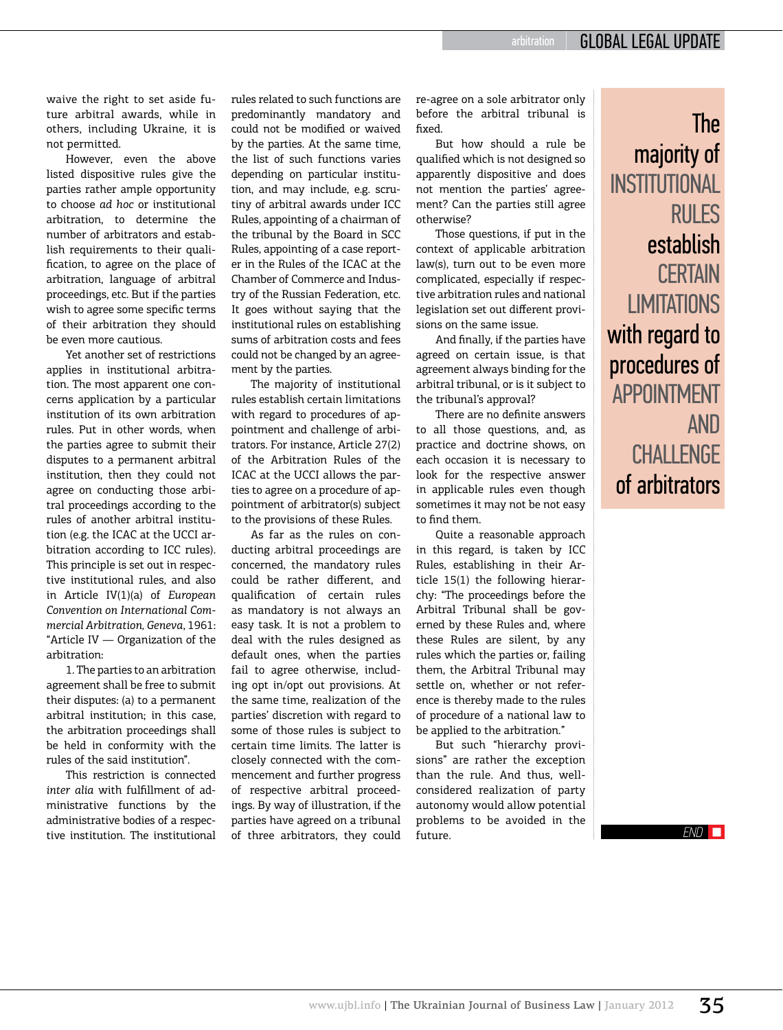waive the right to set aside future arbitral awards, while in others, including Ukraine, it is not permitted.

However, even the above listed dispositive rules give the parties rather ample opportunity to choose *ad hoc* or institutional arbitration, to determine the number of arbitrators and establish requirements to their qualification, to agree on the place of arbitration, language of arbitral proceedings, etc. But if the parties wish to agree some specific terms of their arbitration they should be even more cautious.

Yet another set of restrictions applies in institutional arbitration. The most apparent one concerns application by a particular institution of its own arbitration rules. Put in other words, when the parties agree to submit their disputes to a permanent arbitral institution, then they could not agree on conducting those arbitral proceedings according to the rules of another arbitral institution (e.g. the ICAC at the UCCI arbitration according to ICC rules). This principle is set out in respective institutional rules, and also in Article IV(1)(a) of *European Convention on International Commercial Arbitration, Geneva*, 1961: "Article IV — Organization of the arbitration:

1. The parties to an arbitration agreement shall be free to submit their disputes: (a) to a permanent arbitral institution; in this case, the arbitration proceedings shall be held in conformity with the rules of the said institution".

This restriction is connected *inter alia* with fulfillment of administrative functions by the administrative bodies of a respective institution. The institutional rules related to such functions are predominantly mandatory and could not be modified or waived by the parties. At the same time, the list of such functions varies depending on particular institution, and may include, e.g. scrutiny of arbitral awards under ICC Rules, appointing of a chairman of the tribunal by the Board in SCC Rules, appointing of a case reporter in the Rules of the ICAC at the Chamber of Commerce and Industry of the Russian Federation, etc. It goes without saying that the institutional rules on establishing sums of arbitration costs and fees could not be changed by an agreement by the parties.

The majority of institutional rules establish certain limitations with regard to procedures of appointment and challenge of arbitrators. For instance, Article 27(2) of the Arbitration Rules of the ICAC at the UCCI allows the parties to agree on a procedure of appointment of arbitrator(s) subject to the provisions of these Rules.

As far as the rules on conducting arbitral proceedings are concerned, the mandatory rules could be rather different, and qualification of certain rules as mandatory is not always an easy task. It is not a problem to deal with the rules designed as default ones, when the parties fail to agree otherwise, including opt in/opt out provisions. At the same time, realization of the parties' discretion with regard to some of those rules is subject to certain time limits. The latter is closely connected with the commencement and further progress of respective arbitral proceedings. By way of illustration, if the parties have agreed on a tribunal of three arbitrators, they could re-agree on a sole arbitrator only before the arbitral tribunal is fixed.

But how should a rule be qualified which is not designed so apparently dispositive and does not mention the parties' agreement? Can the parties still agree otherwise?

Those questions, if put in the context of applicable arbitration law(s), turn out to be even more complicated, especially if respective arbitration rules and national legislation set out different provisions on the same issue.

And finally, if the parties have agreed on certain issue, is that agreement always binding for the arbitral tribunal, or is it subject to the tribunal's approval?

There are no definite answers to all those questions, and, as practice and doctrine shows, on each occasion it is necessary to look for the respective answer in applicable rules even though sometimes it may not be not easy to find them.

Quite a reasonable approach in this regard, is taken by ICC Rules, establishing in their Article 15(1) the following hierarchy: "The proceedings before the Arbitral Tribunal shall be governed by these Rules and, where these Rules are silent, by any rules which the parties or, failing them, the Arbitral Tribunal may settle on, whether or not reference is thereby made to the rules of procedure of a national law to be applied to the arbitration."

But such "hierarchy provisions" are rather the exception than the rule. And thus, well-considered realization of party autonomy would allow potential problems to be avoided in the future.

> **The majority of INSTITUTIONAL RULES establish CERTAIN LIMITATIONS with regard to procedures of APPOINTMENT AND CHALLENGE of arbitrators**

END